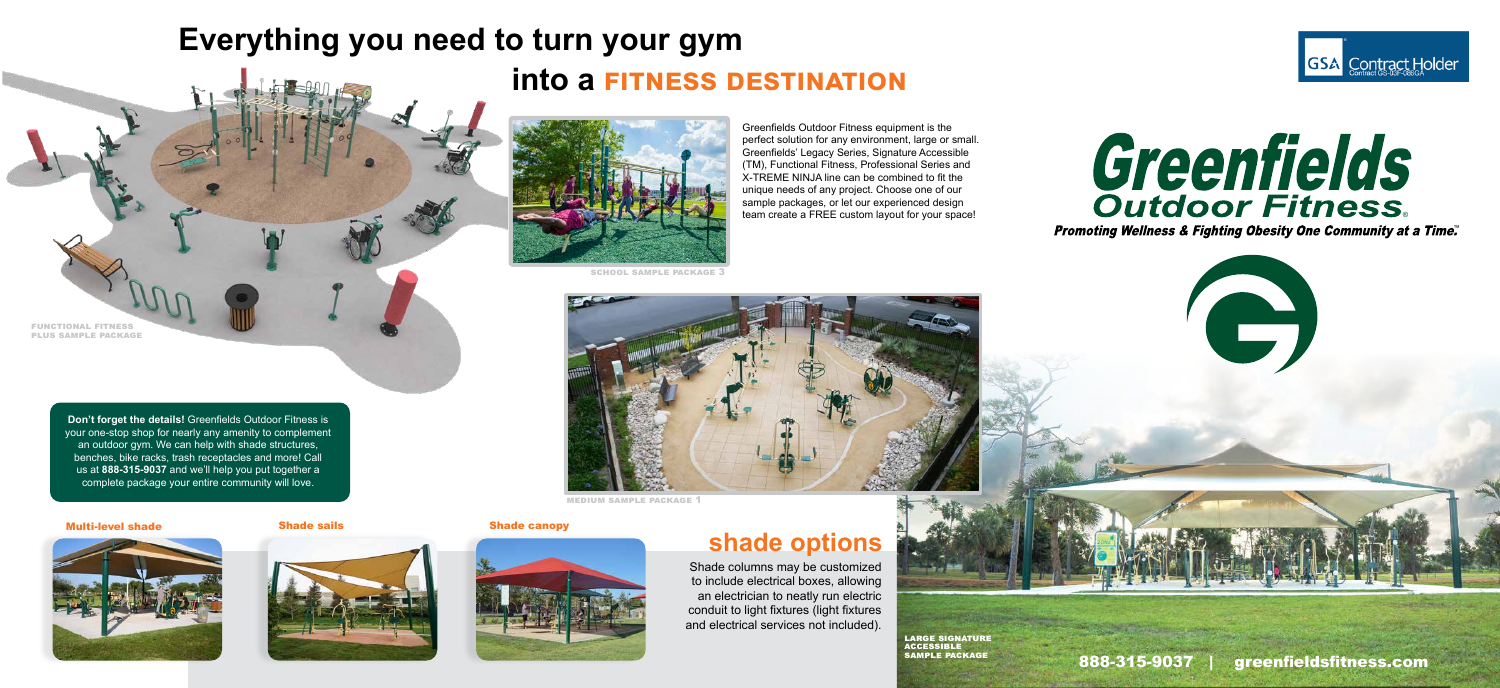# Everything you need to turn your gym into a FITNESS DESTINATION

GSA Contract Holder
Contract GS-03F-086GA

Greenfields Outdoor Fitness equipment is the perfect solution for any environment, large or small. Greenfields' Legacy Series, Signature Accessible (TM), Functional Fitness, Professional Series and X-TREME NINJA line can be combined to fit the unique needs of any project. Choose one of our sample packages, or let our experienced design team create a FREE custom layout for your space!

**Greenfields Outdoor Fitness®**

*Promoting Wellness & Fighting Obesity One Community at a Time.™*

FUNCTIONAL FITNESS PLUS SAMPLE PACKAGE

SCHOOL SAMPLE PACKAGE 3

**Don't forget the details!** Greenfields Outdoor Fitness is your one-stop shop for nearly any amenity to complement an outdoor gym. We can help with shade structures, benches, bike racks, trash receptacles and more! Call us at **888-315-9037** and we'll help you put together a complete package your entire community will love.

MEDIUM SAMPLE PACKAGE 1

## shade options

Multi-level shade

Shade sails

Shade canopy

Shade columns may be customized to include electrical boxes, allowing an electrician to neatly run electric conduit to light fixtures (light fixtures and electrical services not included).

LARGE SIGNATURE ACCESSIBLE SAMPLE PACKAGE

888-315-9037 | greenfieldsfitness.com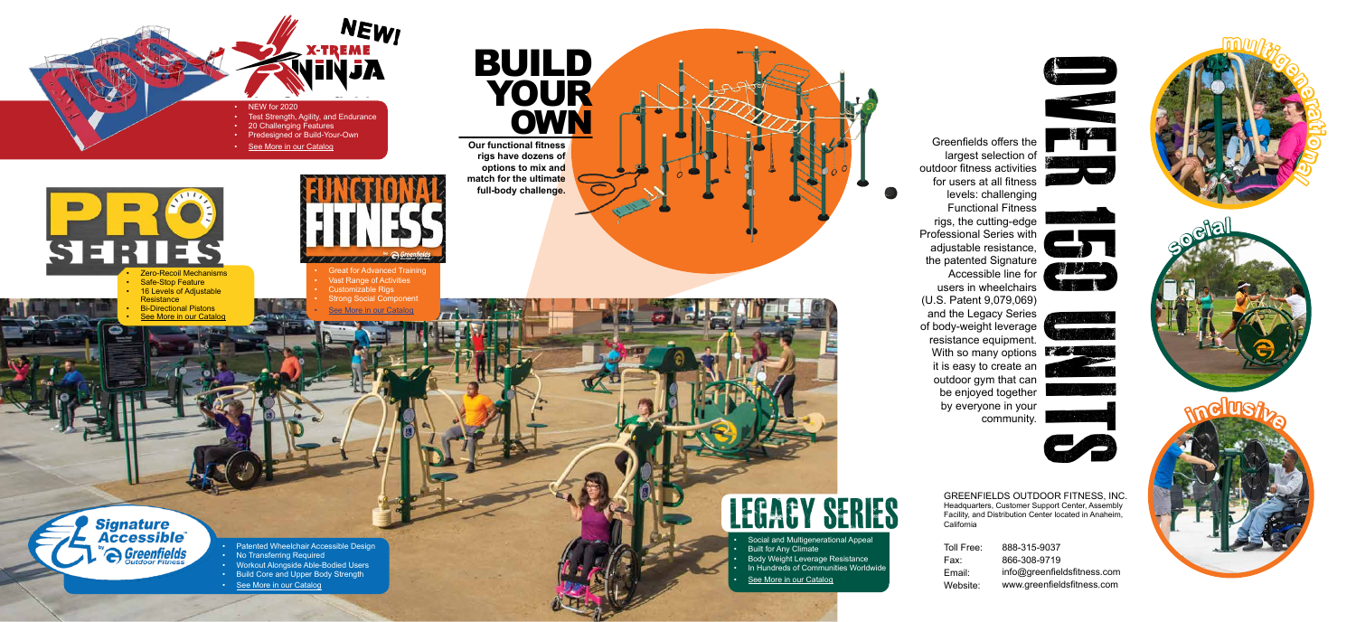## NEW! X-TREME NINJA

- NEW for 2020
- Test Strength, Agility, and Endurance
- 20 Challenging Features
- Predesigned or Build-Your-Own
- See More in our Catalog

## BUILD YOUR OWN

**Our functional fitness rigs have dozens of options to mix and match for the ultimate full-body challenge.**

## PRO SERIES

- Zero-Recoil Mechanisms
- Safe-Stop Feature
- 16 Levels of Adjustable Resistance
- Bi-Directional Pistons
- See More in our Catalog

## FUNCTIONAL FITNESS

- Great for Advanced Training
- Vast Range of Activities
- Customizable Rigs
- Strong Social Component
- See More in our Catalog

## Signature Accessible by Greenfields Outdoor Fitness

- Patented Wheelchair Accessible Design
- No Transferring Required
- Workout Alongside Able-Bodied Users
- Build Core and Upper Body Strength
- See More in our Catalog

## LEGACY SERIES

- Social and Multigenerational Appeal
- Built for Any Climate
- Body Weight Leverage Resistance
- In Hundreds of Communities Worldwide
- See More in our Catalog

## OVER 150 UNITS

Greenfields offers the largest selection of outdoor fitness activities for users at all fitness levels: challenging Functional Fitness rigs, the cutting-edge Professional Series with adjustable resistance, the patented Signature Accessible line for users in wheelchairs (U.S. Patent 9,079,069) and the Legacy Series of body-weight leverage resistance equipment. With so many options it is easy to create an outdoor gym that can be enjoyed together by everyone in your community.

multigenerational

social

inclusive

GREENFIELDS OUTDOOR FITNESS, INC.
Headquarters, Customer Support Center, Assembly Facility, and Distribution Center located in Anaheim, California

| | |
|---|---|
| Toll Free: | 888-315-9037 |
| Fax: | 866-308-9719 |
| Email: | info@greenfieldsfitness.com |
| Website: | www.greenfieldsfitness.com |